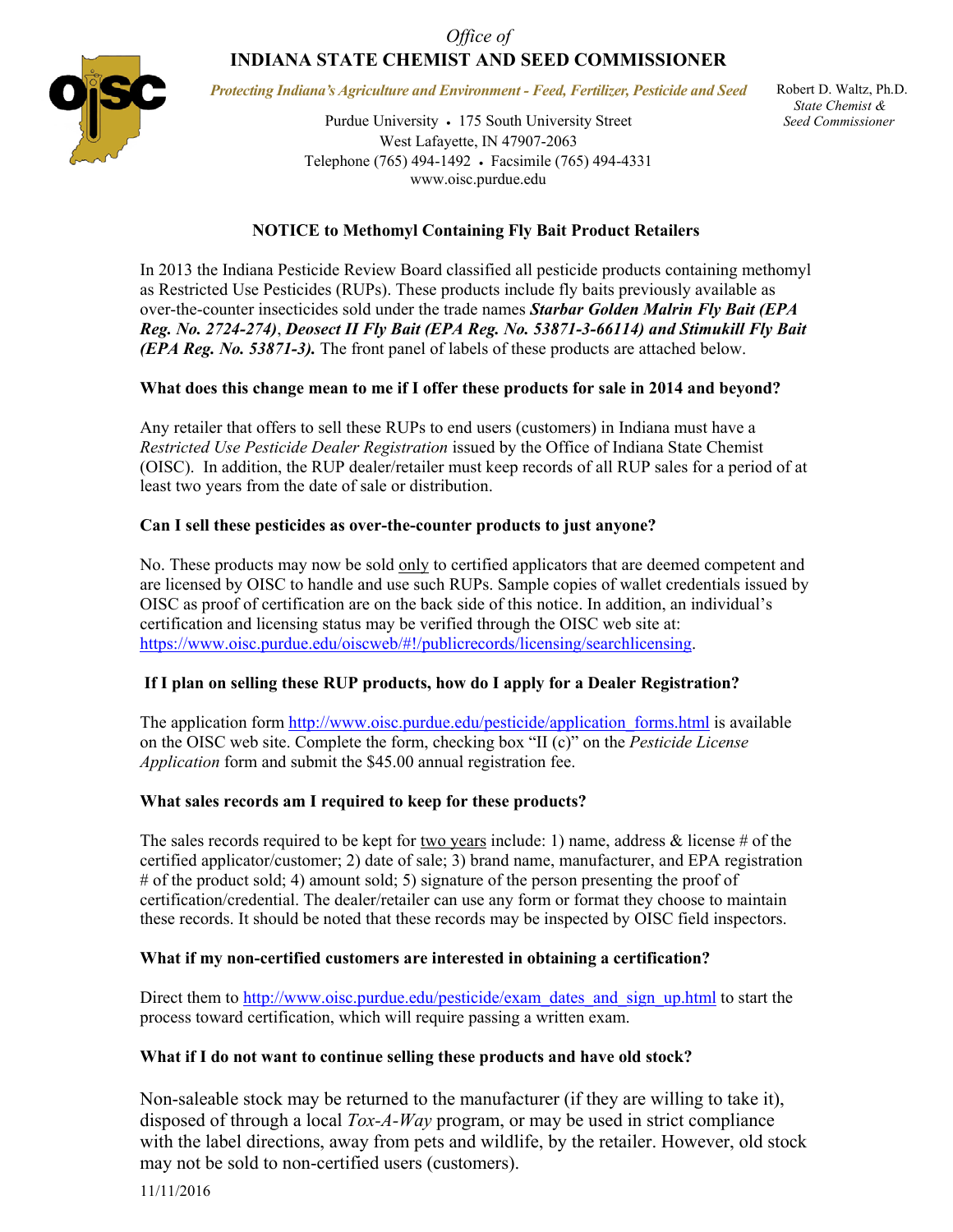*Office of*

**INDIANA STATE CHEMIST AND SEED COMMISSIONER**

***Protecting Indiana's Agriculture and Environment - Feed, Fertilizer, Pesticide and Seed***

Purdue University • 175 South University Street
West Lafayette, IN 47907-2063
Telephone (765) 494-1492 • Facsimile (765) 494-4331
www.oisc.purdue.edu

Robert D. Waltz, Ph.D.
*State Chemist &*
*Seed Commissioner*

## NOTICE to Methomyl Containing Fly Bait Product Retailers

In 2013 the Indiana Pesticide Review Board classified all pesticide products containing methomyl as Restricted Use Pesticides (RUPs). These products include fly baits previously available as over-the-counter insecticides sold under the trade names ***Starbar Golden Malrin Fly Bait (EPA Reg. No. 2724-274)***, ***Deosect II Fly Bait (EPA Reg. No. 53871-3-66114) and Stimukill Fly Bait (EPA Reg. No. 53871-3).*** The front panel of labels of these products are attached below.

### What does this change mean to me if I offer these products for sale in 2014 and beyond?

Any retailer that offers to sell these RUPs to end users (customers) in Indiana must have a *Restricted Use Pesticide Dealer Registration* issued by the Office of Indiana State Chemist (OISC). In addition, the RUP dealer/retailer must keep records of all RUP sales for a period of at least two years from the date of sale or distribution.

### Can I sell these pesticides as over-the-counter products to just anyone?

No. These products may now be sold only to certified applicators that are deemed competent and are licensed by OISC to handle and use such RUPs. Sample copies of wallet credentials issued by OISC as proof of certification are on the back side of this notice. In addition, an individual's certification and licensing status may be verified through the OISC web site at: https://www.oisc.purdue.edu/oiscweb/#!/publicrecords/licensing/searchlicensing.

### If I plan on selling these RUP products, how do I apply for a Dealer Registration?

The application form http://www.oisc.purdue.edu/pesticide/application_forms.html is available on the OISC web site. Complete the form, checking box "II (c)" on the *Pesticide License Application* form and submit the $45.00 annual registration fee.

### What sales records am I required to keep for these products?

The sales records required to be kept for two years include: 1) name, address & license # of the certified applicator/customer; 2) date of sale; 3) brand name, manufacturer, and EPA registration # of the product sold; 4) amount sold; 5) signature of the person presenting the proof of certification/credential. The dealer/retailer can use any form or format they choose to maintain these records. It should be noted that these records may be inspected by OISC field inspectors.

### What if my non-certified customers are interested in obtaining a certification?

Direct them to http://www.oisc.purdue.edu/pesticide/exam_dates_and_sign_up.html to start the process toward certification, which will require passing a written exam.

### What if I do not want to continue selling these products and have old stock?

Non-saleable stock may be returned to the manufacturer (if they are willing to take it), disposed of through a local *Tox-A-Way* program, or may be used in strict compliance with the label directions, away from pets and wildlife, by the retailer. However, old stock may not be sold to non-certified users (customers).

11/11/2016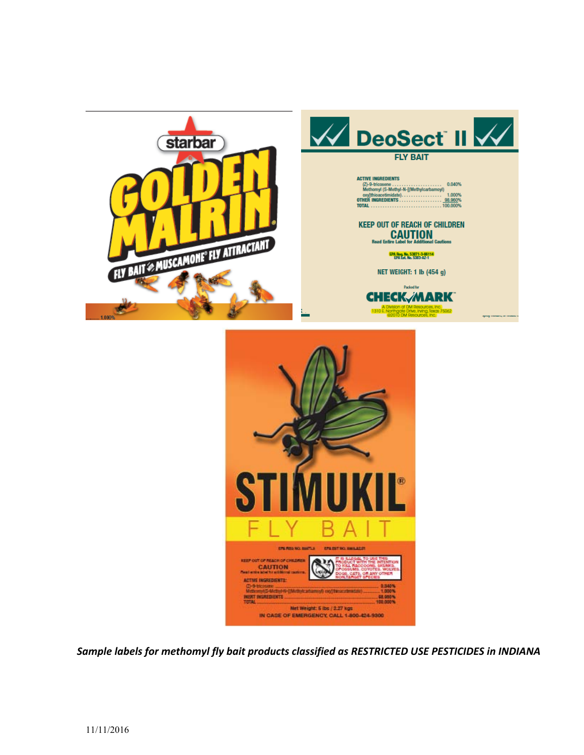starbar

GOLDEN MALRIN

FLY BAIT WITH MUSCAMONE® FLY ATTRACTANT

1.000%

DeoSect™ II

FLY BAIT

ACTIVE INGREDIENTS
(Z)-9-tricosene ..................... 0.040%
Methomyl (S-Methyl-N-[(Methylcarbamoyl)oxy]thioacetimidate) ................. 1.000%
OTHER INGREDIENTS .................. 98.960%
TOTAL .............................. 100.000%

KEEP OUT OF REACH OF CHILDREN

CAUTION

Read Entire Label for Additional Cautions

EPA Reg. No. 53871-3-66114
EPA Est. No. 5383-AZ-1

NET WEIGHT: 1 lb (454 g)

Packed for

CHECK MARK

A Division of DM Resources, Inc.
1310 E. Northgate Drive, Irving, Texas 75062
©2010 DM Resources, Inc.

STIMUKIL®

FLY BAIT

EPA REG NO. 53871-3 EPA EST NO. 5383-AZ-01

KEEP OUT OF REACH OF CHILDREN

CAUTION

Read entire label for additional cautions.

IT IS ILLEGAL TO USE THIS PRODUCT WITH THE INTENTION TO KILL RACCOONS, SKUNKS, OPOSSUMS, COYOTES, WOLVES, DOGS, CATS, OR ANY OTHER NONTARGET SPECIES

ACTIVE INGREDIENTS:
(Z)-9-tricosene ..................... 0.040%
Methomyl(S-Methyl-N-[(Methylcarbamoyl) oxy]thioacetimidate) ..................... 1.000%
INERT INGREDIENTS ..................... 98.960%
TOTAL ..................... 100.000%

Net Weight: 5 lbs / 2.27 kgs

IN CASE OF EMERGENCY, CALL 1-800-424-9300

***Sample labels for methomyl fly bait products classified as RESTRICTED USE PESTICIDES in INDIANA***

11/11/2016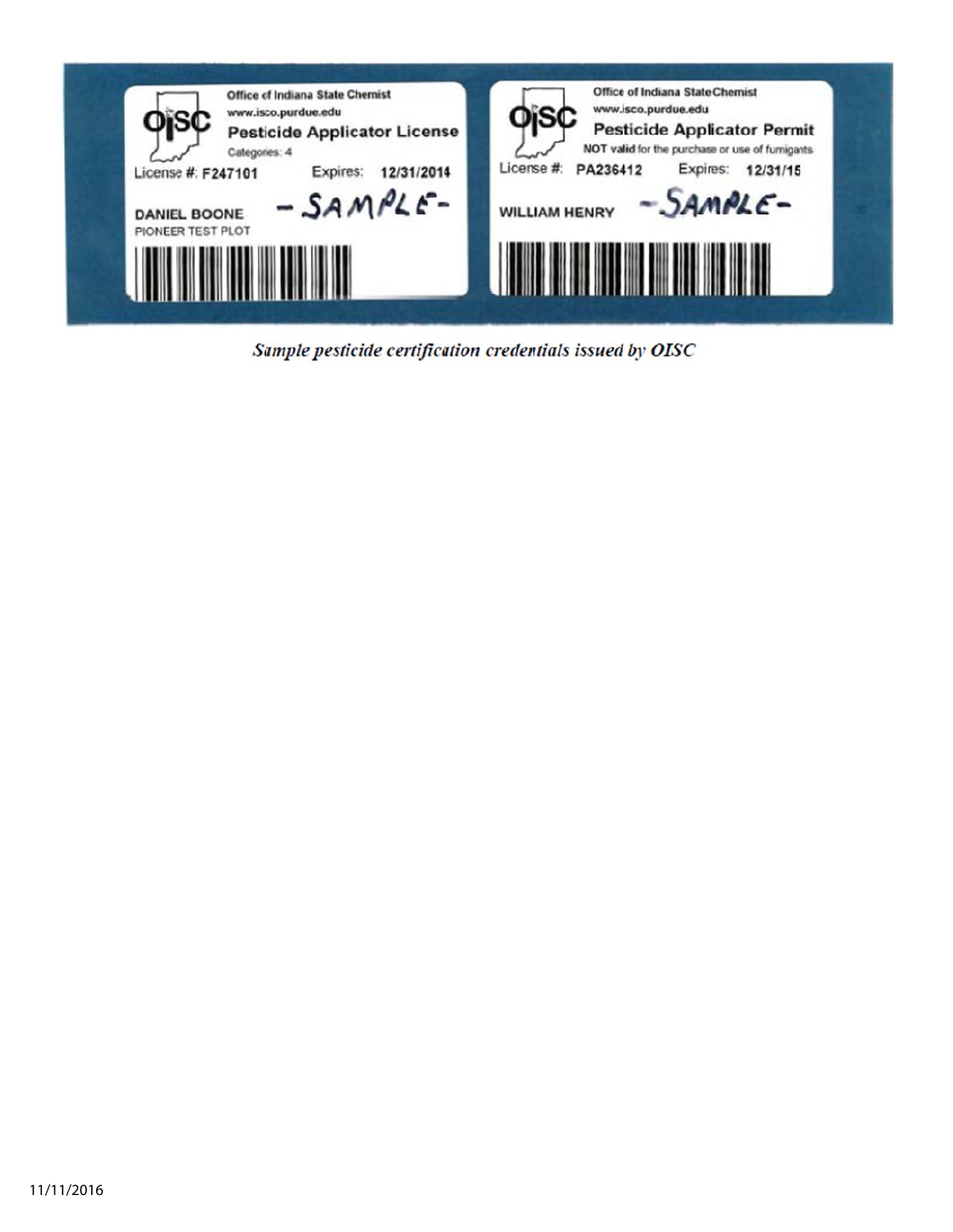Office of Indiana State Chemist
www.isco.purdue.edu
Pesticide Applicator License
Categories: 4
License #: F247101 Expires: 12/31/2014
DANIEL BOONE -SAMPLE-
PIONEER TEST PLOT

Office of Indiana State Chemist
www.isco.purdue.edu
Pesticide Applicator Permit
NOT valid for the purchase or use of fumigants
License #: PA236412 Expires: 12/31/15
WILLIAM HENRY -SAMPLE-

*Sample pesticide certification credentials issued by OISC*

11/11/2016